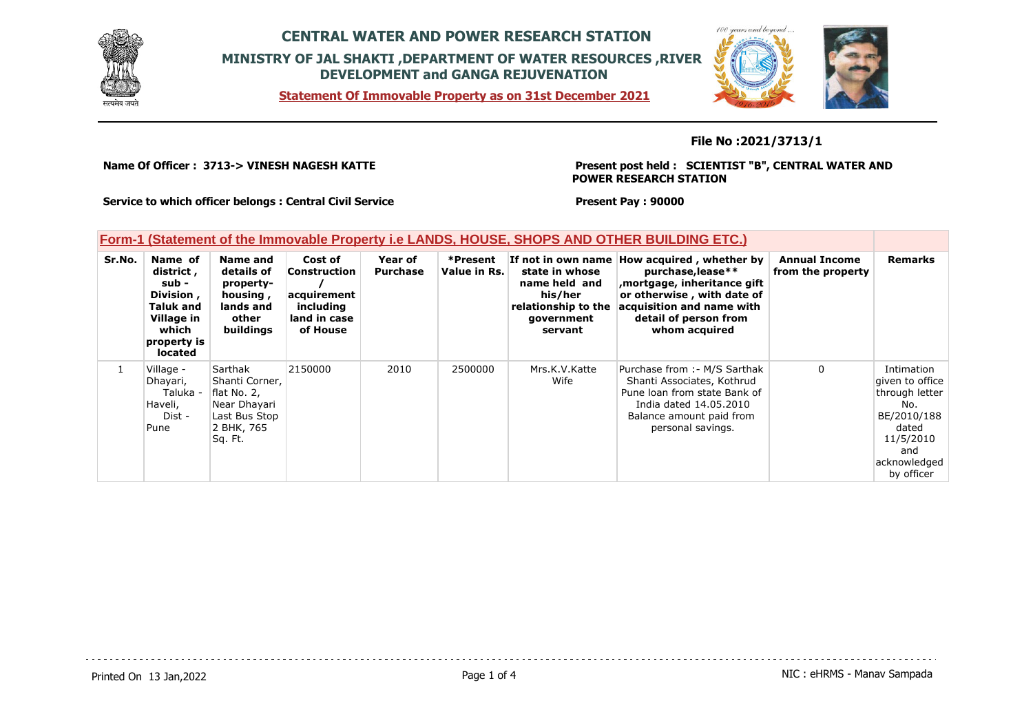# CENTRAL WATER AND POWER RESEARCH STATION

## MINISTRY OF JAL SHAKTI ,DEPARTMENT OF WATER RESOURCES ,RIVER DEVELOPMENT and GANGA REJUVENATION

**Statement Of Immovable Property as on 31st December 2021**

**File No :2021/3713/1**

**Name Of Officer : 3713-> VINESH NAGESH KATTE**

**Present post held : SCIENTIST "B", CENTRAL WATER AND POWER RESEARCH STATION**

**Service to which officer belongs : Central Civil Service**

**Present Pay : 90000**

### Form-1 (Statement of the Immovable Property i.e LANDS, HOUSE, SHOPS AND OTHER BUILDING ETC.)

| Sr.No. | Name of district , sub - Division , Taluk and Village in which property is located | Name and details of property- housing , lands and other buildings | Cost of Construction / acquirement including land in case of House | Year of Purchase | *Present Value in Rs. | If not in own name state in whose name held and his/her relationship to the government servant | How acquired , whether by purchase,lease** ,mortgage, inheritance gift or otherwise , with date of acquisition and name with detail of person from whom acquired | Annual Income from the property | Remarks |
|---|---|---|---|---|---|---|---|---|---|
| 1 | Village - Dhayari, Taluka - Haveli, Dist - Pune | Sarthak Shanti Corner, flat No. 2, Near Dhayari Last Bus Stop 2 BHK, 765 Sq. Ft. | 2150000 | 2010 | 2500000 | Mrs.K.V.Katte Wife | Purchase from :- M/S Sarthak Shanti Associates, Kothrud Pune loan from state Bank of India dated 14.05.2010 Balance amount paid from personal savings. | 0 | Intimation given to office through letter No. BE/2010/188 dated 11/5/2010 and acknowledged by officer |

Printed On 13 Jan,2022

NIC : eHRMS - Manav Sampada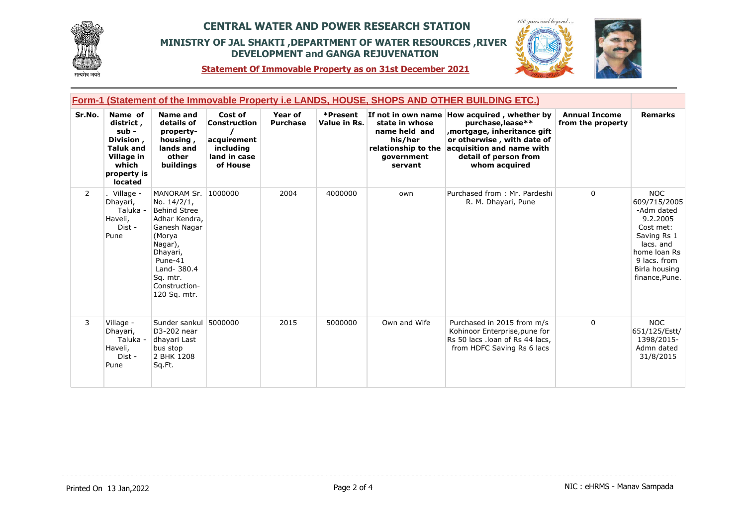# CENTRAL WATER AND POWER RESEARCH STATION

## MINISTRY OF JAL SHAKTI ,DEPARTMENT OF WATER RESOURCES ,RIVER DEVELOPMENT and GANGA REJUVENATION

**Statement Of Immovable Property as on 31st December 2021**

## Form-1 (Statement of the Immovable Property i.e LANDS, HOUSE, SHOPS AND OTHER BUILDING ETC.)

| Sr.No. | Name of district , sub - Division , Taluk and Village in which property is located | Name and details of property- housing , lands and other buildings | Cost of Construction / acquirement including land in case of House | Year of Purchase | *Present Value in Rs. | If not in own name state in whose name held and his/her relationship to the government servant | How acquired , whether by purchase,lease** ,mortgage, inheritance gift or otherwise , with date of acquisition and name with detail of person from whom acquired | Annual Income from the property | Remarks |
|---|---|---|---|---|---|---|---|---|---|
| 2 | . Village - Dhayari, Taluka - Haveli, Dist - Pune | MANORAM Sr. No. 14/2/1, Behind Stree Adhar Kendra, Ganesh Nagar (Morya Nagar), Dhayari, Pune-41 Land- 380.4 Sq. mtr. Construction- 120 Sq. mtr. | 1000000 | 2004 | 4000000 | own | Purchased from : Mr. Pardeshi R. M. Dhayari, Pune | 0 | NOC 609/715/2005 -Adm dated 9.2.2005 Cost met: Saving Rs 1 lacs. and home loan Rs 9 lacs. from Birla housing finance,Pune. |
| 3 | Village - Dhayari, Taluka - Haveli, Dist - Pune | Sunder sankul D3-202 near dhayari Last bus stop 2 BHK 1208 Sq.Ft. | 5000000 | 2015 | 5000000 | Own and Wife | Purchased in 2015 from m/s Kohinoor Enterprise,pune for Rs 50 lacs .loan of Rs 44 lacs, from HDFC Saving Rs 6 lacs | 0 | NOC 651/125/Estt/ 1398/2015- Admn dated 31/8/2015 |

Printed On 13 Jan,2022

NIC : eHRMS - Manav Sampada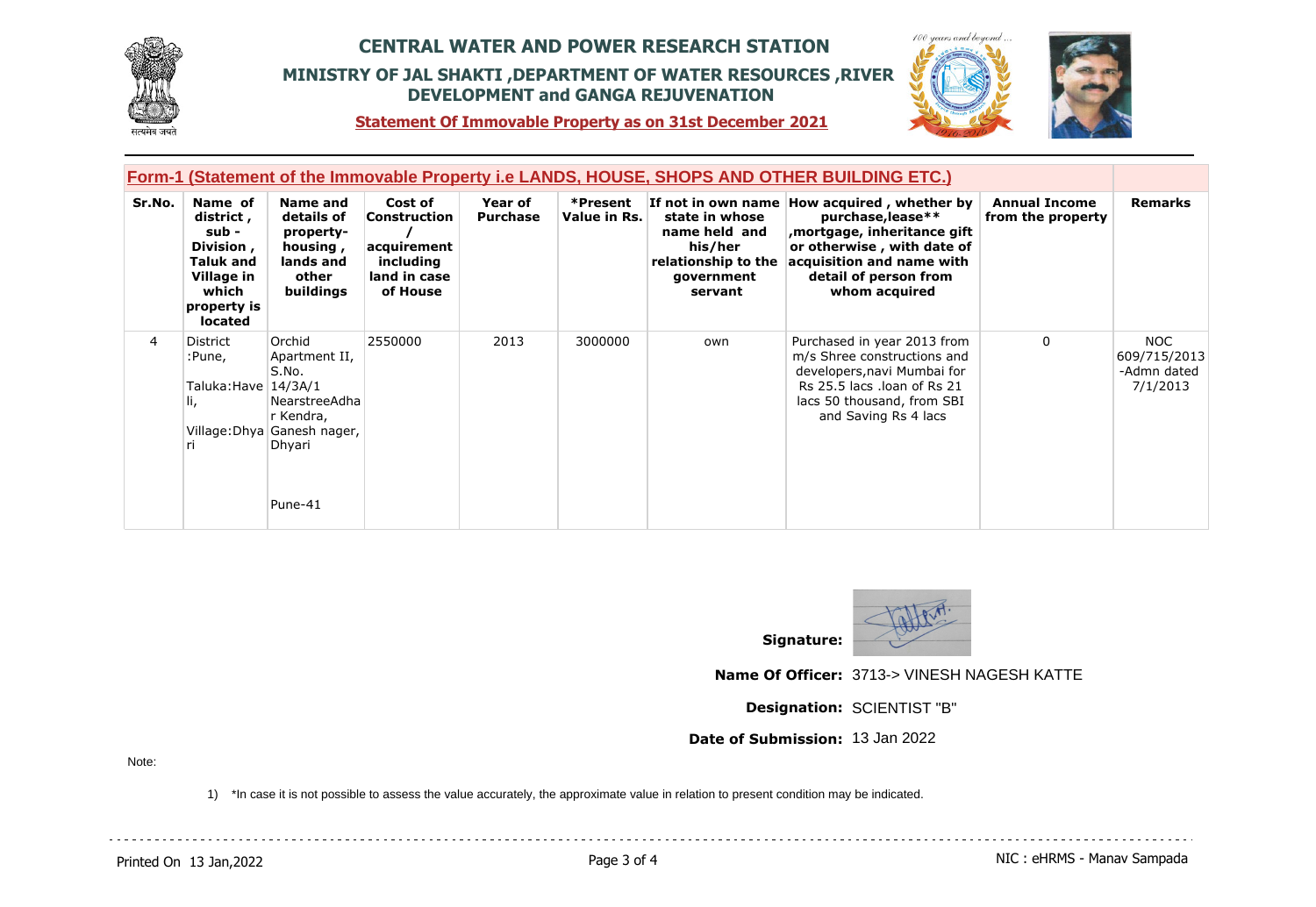# CENTRAL WATER AND POWER RESEARCH STATION

## MINISTRY OF JAL SHAKTI ,DEPARTMENT OF WATER RESOURCES ,RIVER DEVELOPMENT and GANGA REJUVENATION

**Statement Of Immovable Property as on 31st December 2021**

### Form-1 (Statement of the Immovable Property i.e LANDS, HOUSE, SHOPS AND OTHER BUILDING ETC.)

| Sr.No. | Name of district , sub - Division , Taluk and Village in which property is located | Name and details of property- housing , lands and other buildings | Cost of Construction / acquirement including land in case of House | Year of Purchase | *Present Value in Rs. | If not in own name state in whose name held and his/her relationship to the government servant | How acquired , whether by purchase,lease** ,mortgage, inheritance gift or otherwise , with date of acquisition and name with detail of person from whom acquired | Annual Income from the property | Remarks |
|---|---|---|---|---|---|---|---|---|---|
| 4 | District :Pune, Taluka:Haveli, Village:Dhyari | Orchid Apartment II, S.No. 14/3A/1 NearstreeAdhar Kendra, Ganesh nager, Dhyari Pune-41 | 2550000 | 2013 | 3000000 | own | Purchased in year 2013 from m/s Shree constructions and developers,navi Mumbai for Rs 25.5 lacs .loan of Rs 21 lacs 50 thousand, from SBI and Saving Rs 4 lacs | 0 | NOC 609/715/2013 -Admn dated 7/1/2013 |

**Signature:**

**Name Of Officer:** 3713-> VINESH NAGESH KATTE

**Designation:** SCIENTIST "B"

**Date of Submission:** 13 Jan 2022

Note:

1) *In case it is not possible to assess the value accurately, the approximate value in relation to present condition may be indicated.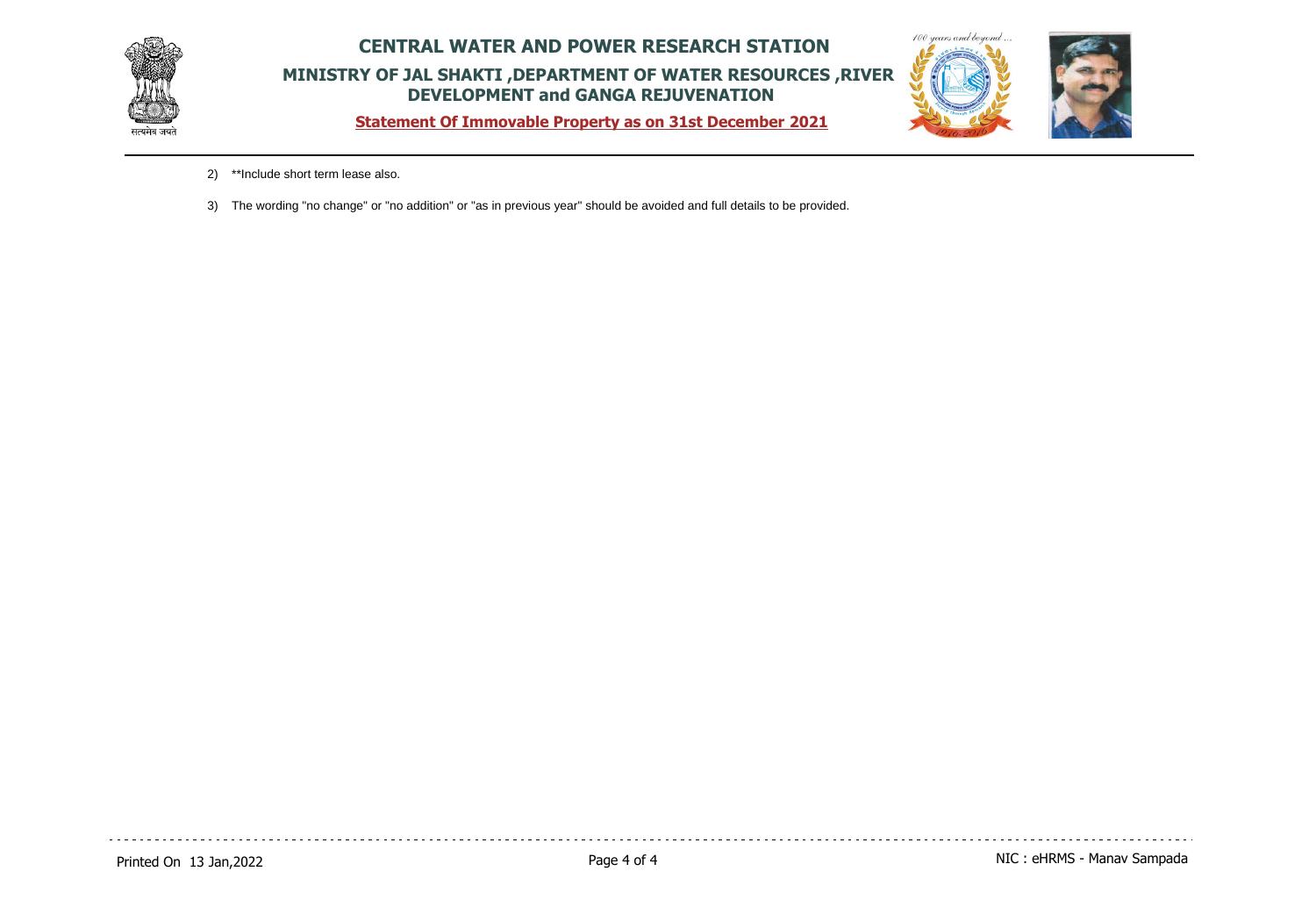2) **Include short term lease also.

3) The wording "no change" or "no addition" or "as in previous year" should be avoided and full details to be provided.